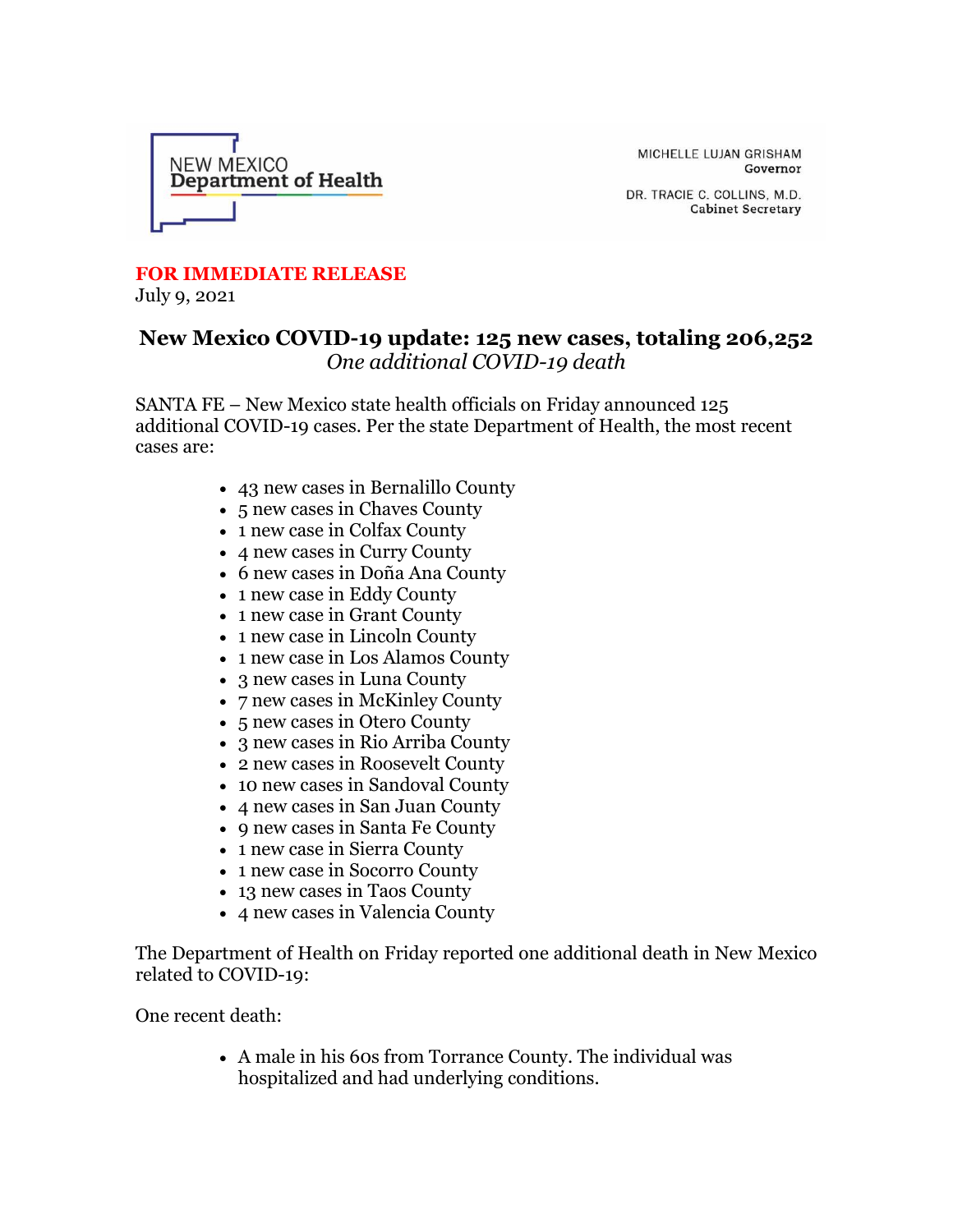NEW MEXICO
Department of Health

MICHELLE LUJAN GRISHAM
Governor

DR. TRACIE C. COLLINS, M.D.
Cabinet Secretary

**FOR IMMEDIATE RELEASE**
July 9, 2021

# New Mexico COVID-19 update: 125 new cases, totaling 206,252

*One additional COVID-19 death*

SANTA FE – New Mexico state health officials on Friday announced 125 additional COVID-19 cases. Per the state Department of Health, the most recent cases are:

- 43 new cases in Bernalillo County
- 5 new cases in Chaves County
- 1 new case in Colfax County
- 4 new cases in Curry County
- 6 new cases in Doña Ana County
- 1 new case in Eddy County
- 1 new case in Grant County
- 1 new case in Lincoln County
- 1 new case in Los Alamos County
- 3 new cases in Luna County
- 7 new cases in McKinley County
- 5 new cases in Otero County
- 3 new cases in Rio Arriba County
- 2 new cases in Roosevelt County
- 10 new cases in Sandoval County
- 4 new cases in San Juan County
- 9 new cases in Santa Fe County
- 1 new case in Sierra County
- 1 new case in Socorro County
- 13 new cases in Taos County
- 4 new cases in Valencia County

The Department of Health on Friday reported one additional death in New Mexico related to COVID-19:

One recent death:

- A male in his 60s from Torrance County. The individual was hospitalized and had underlying conditions.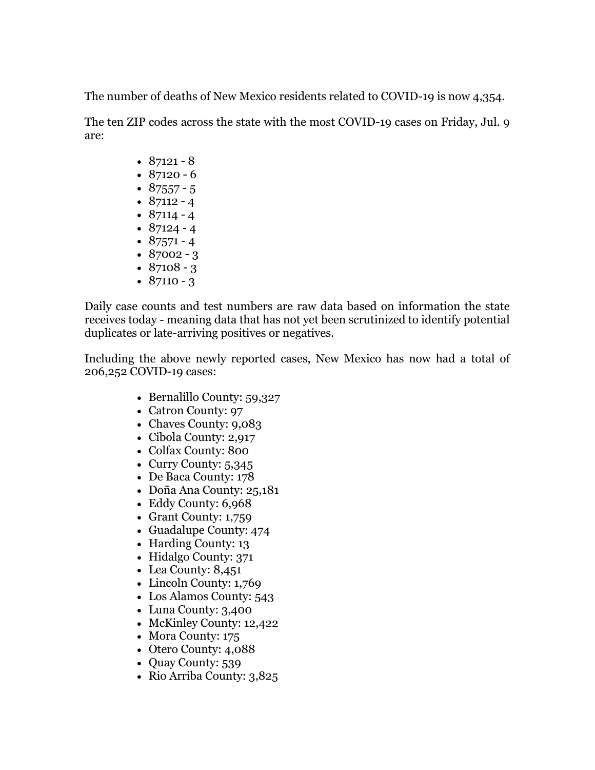The number of deaths of New Mexico residents related to COVID-19 is now 4,354.

The ten ZIP codes across the state with the most COVID-19 cases on Friday, Jul. 9 are:

- 87121 - 8
- 87120 - 6
- 87557 - 5
- 87112 - 4
- 87114 - 4
- 87124 - 4
- 87571 - 4
- 87002 - 3
- 87108 - 3
- 87110 - 3

Daily case counts and test numbers are raw data based on information the state receives today - meaning data that has not yet been scrutinized to identify potential duplicates or late-arriving positives or negatives.

Including the above newly reported cases, New Mexico has now had a total of 206,252 COVID-19 cases:

- Bernalillo County: 59,327
- Catron County: 97
- Chaves County: 9,083
- Cibola County: 2,917
- Colfax County: 800
- Curry County: 5,345
- De Baca County: 178
- Doña Ana County: 25,181
- Eddy County: 6,968
- Grant County: 1,759
- Guadalupe County: 474
- Harding County: 13
- Hidalgo County: 371
- Lea County: 8,451
- Lincoln County: 1,769
- Los Alamos County: 543
- Luna County: 3,400
- McKinley County: 12,422
- Mora County: 175
- Otero County: 4,088
- Quay County: 539
- Rio Arriba County: 3,825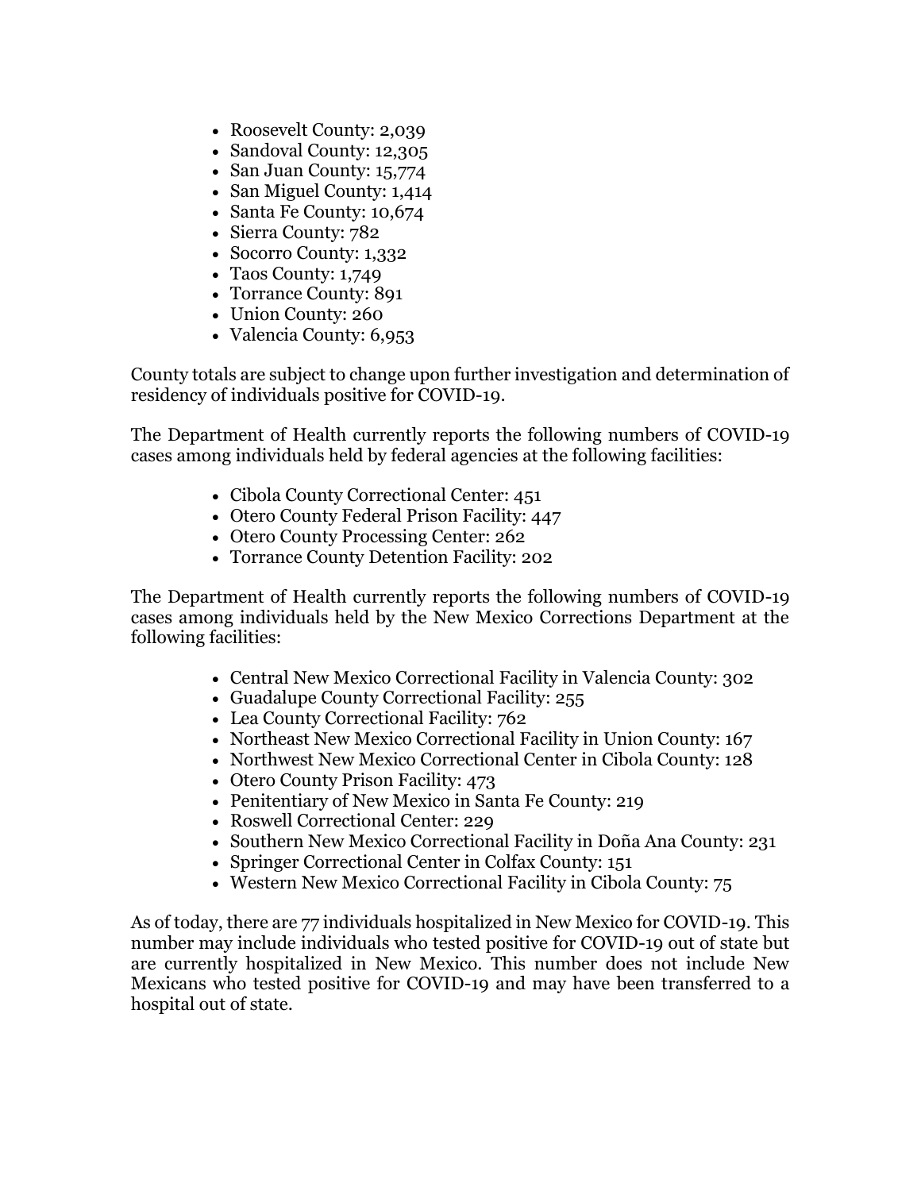- Roosevelt County: 2,039
- Sandoval County: 12,305
- San Juan County: 15,774
- San Miguel County: 1,414
- Santa Fe County: 10,674
- Sierra County: 782
- Socorro County: 1,332
- Taos County: 1,749
- Torrance County: 891
- Union County: 260
- Valencia County: 6,953

County totals are subject to change upon further investigation and determination of residency of individuals positive for COVID-19.

The Department of Health currently reports the following numbers of COVID-19 cases among individuals held by federal agencies at the following facilities:

- Cibola County Correctional Center: 451
- Otero County Federal Prison Facility: 447
- Otero County Processing Center: 262
- Torrance County Detention Facility: 202

The Department of Health currently reports the following numbers of COVID-19 cases among individuals held by the New Mexico Corrections Department at the following facilities:

- Central New Mexico Correctional Facility in Valencia County: 302
- Guadalupe County Correctional Facility: 255
- Lea County Correctional Facility: 762
- Northeast New Mexico Correctional Facility in Union County: 167
- Northwest New Mexico Correctional Center in Cibola County: 128
- Otero County Prison Facility: 473
- Penitentiary of New Mexico in Santa Fe County: 219
- Roswell Correctional Center: 229
- Southern New Mexico Correctional Facility in Doña Ana County: 231
- Springer Correctional Center in Colfax County: 151
- Western New Mexico Correctional Facility in Cibola County: 75

As of today, there are 77 individuals hospitalized in New Mexico for COVID-19. This number may include individuals who tested positive for COVID-19 out of state but are currently hospitalized in New Mexico. This number does not include New Mexicans who tested positive for COVID-19 and may have been transferred to a hospital out of state.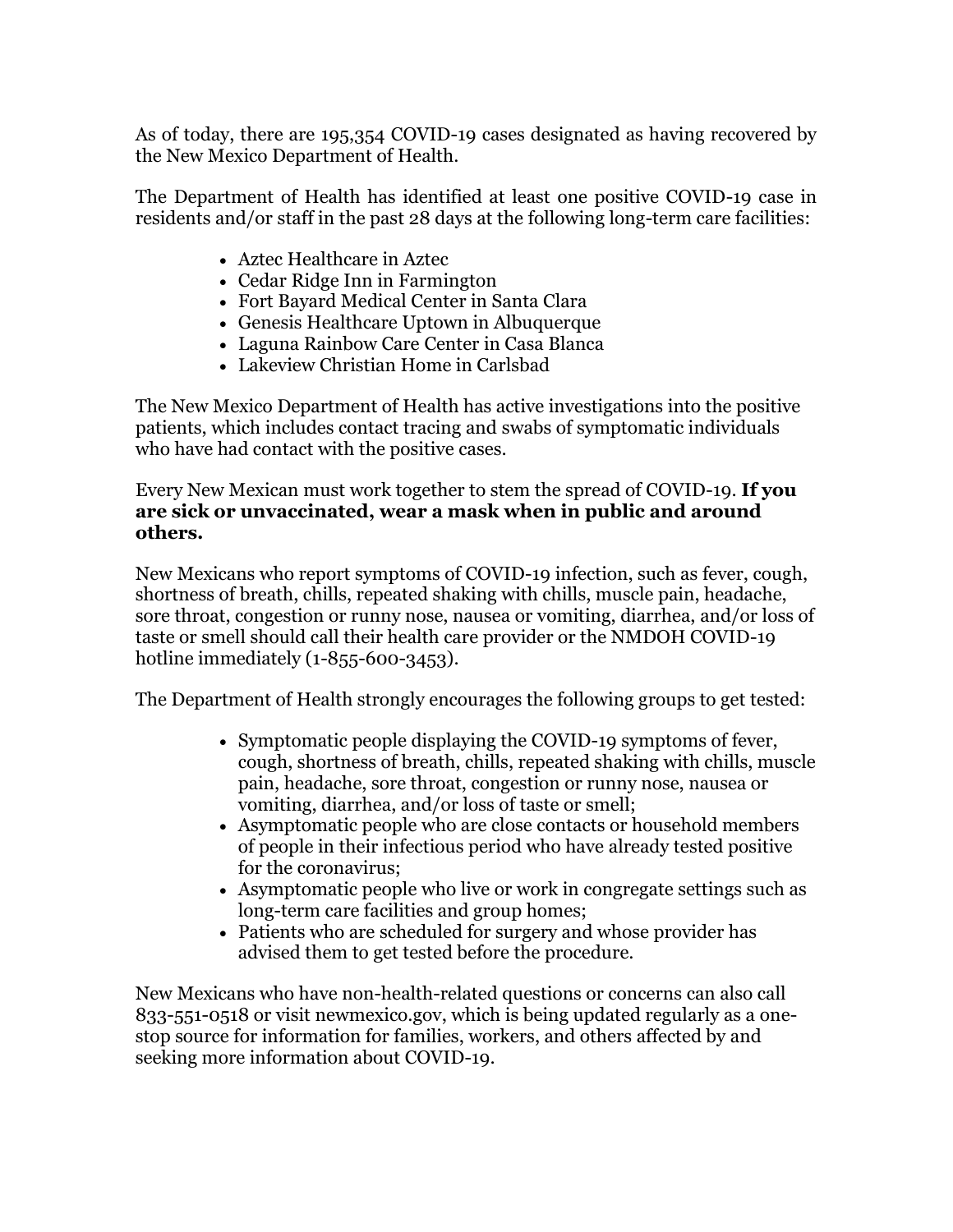As of today, there are 195,354 COVID-19 cases designated as having recovered by the New Mexico Department of Health.

The Department of Health has identified at least one positive COVID-19 case in residents and/or staff in the past 28 days at the following long-term care facilities:

- Aztec Healthcare in Aztec
- Cedar Ridge Inn in Farmington
- Fort Bayard Medical Center in Santa Clara
- Genesis Healthcare Uptown in Albuquerque
- Laguna Rainbow Care Center in Casa Blanca
- Lakeview Christian Home in Carlsbad

The New Mexico Department of Health has active investigations into the positive patients, which includes contact tracing and swabs of symptomatic individuals who have had contact with the positive cases.

Every New Mexican must work together to stem the spread of COVID-19. **If you are sick or unvaccinated, wear a mask when in public and around others.**

New Mexicans who report symptoms of COVID-19 infection, such as fever, cough, shortness of breath, chills, repeated shaking with chills, muscle pain, headache, sore throat, congestion or runny nose, nausea or vomiting, diarrhea, and/or loss of taste or smell should call their health care provider or the NMDOH COVID-19 hotline immediately (1-855-600-3453).

The Department of Health strongly encourages the following groups to get tested:

- Symptomatic people displaying the COVID-19 symptoms of fever, cough, shortness of breath, chills, repeated shaking with chills, muscle pain, headache, sore throat, congestion or runny nose, nausea or vomiting, diarrhea, and/or loss of taste or smell;
- Asymptomatic people who are close contacts or household members of people in their infectious period who have already tested positive for the coronavirus;
- Asymptomatic people who live or work in congregate settings such as long-term care facilities and group homes;
- Patients who are scheduled for surgery and whose provider has advised them to get tested before the procedure.

New Mexicans who have non-health-related questions or concerns can also call 833-551-0518 or visit newmexico.gov, which is being updated regularly as a one-stop source for information for families, workers, and others affected by and seeking more information about COVID-19.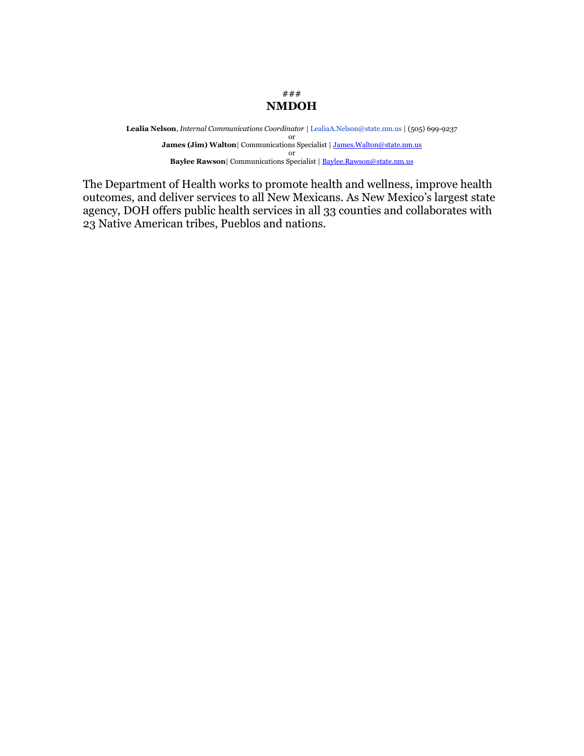###

**NMDOH**

**Lealia Nelson**, *Internal Communications Coordinator* | LealiaA.Nelson@state.nm.us | (505) 699-9237
or
**James (Jim) Walton**| Communications Specialist | James.Walton@state.nm.us
or
**Baylee Rawson**| Communications Specialist | Baylee.Rawson@state.nm.us

The Department of Health works to promote health and wellness, improve health outcomes, and deliver services to all New Mexicans. As New Mexico's largest state agency, DOH offers public health services in all 33 counties and collaborates with 23 Native American tribes, Pueblos and nations.